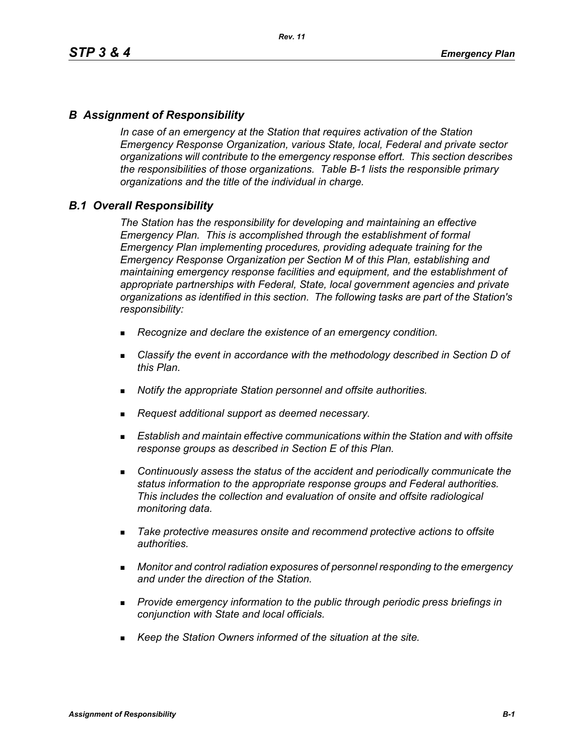## *B Assignment of Responsibility*

*In case of an emergency at the Station that requires activation of the Station Emergency Response Organization, various State, local, Federal and private sector organizations will contribute to the emergency response effort. This section describes the responsibilities of those organizations. Table B-1 lists the responsible primary organizations and the title of the individual in charge.*

## *B.1 Overall Responsibility*

*The Station has the responsibility for developing and maintaining an effective Emergency Plan. This is accomplished through the establishment of formal Emergency Plan implementing procedures, providing adequate training for the Emergency Response Organization per Section M of this Plan, establishing and maintaining emergency response facilities and equipment, and the establishment of appropriate partnerships with Federal, State, local government agencies and private organizations as identified in this section. The following tasks are part of the Station's responsibility:*

- *Recognize and declare the existence of an emergency condition.*
- *Classify the event in accordance with the methodology described in Section D of this Plan.*
- *Notify the appropriate Station personnel and offsite authorities.*
- *Request additional support as deemed necessary.*
- *Establish and maintain effective communications within the Station and with offsite response groups as described in Section E of this Plan.*
- *Continuously assess the status of the accident and periodically communicate the status information to the appropriate response groups and Federal authorities. This includes the collection and evaluation of onsite and offsite radiological monitoring data.*
- *Take protective measures onsite and recommend protective actions to offsite authorities.*
- *Monitor and control radiation exposures of personnel responding to the emergency and under the direction of the Station.*
- *Provide emergency information to the public through periodic press briefings in conjunction with State and local officials.*
- *Keep the Station Owners informed of the situation at the site.*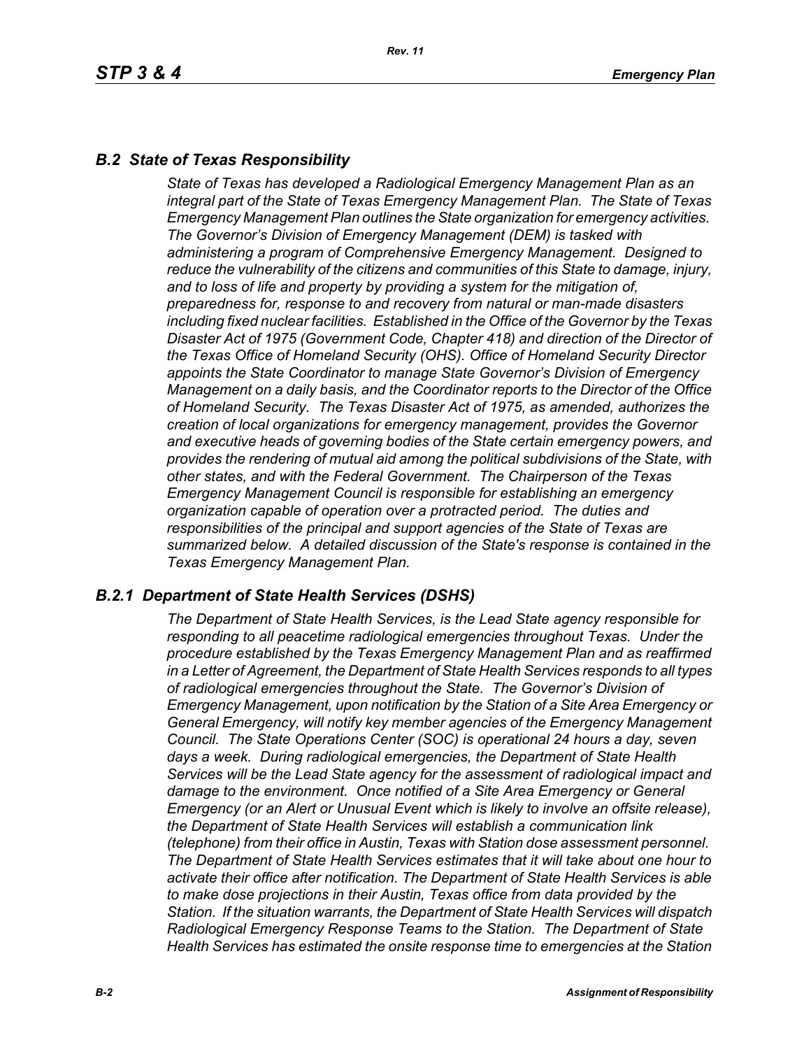## *B.2 State of Texas Responsibility*

*State of Texas has developed a Radiological Emergency Management Plan as an integral part of the State of Texas Emergency Management Plan. The State of Texas Emergency Management Plan outlines the State organization for emergency activities. The Governor's Division of Emergency Management (DEM) is tasked with administering a program of Comprehensive Emergency Management. Designed to reduce the vulnerability of the citizens and communities of this State to damage, injury, and to loss of life and property by providing a system for the mitigation of, preparedness for, response to and recovery from natural or man-made disasters including fixed nuclear facilities. Established in the Office of the Governor by the Texas Disaster Act of 1975 (Government Code, Chapter 418) and direction of the Director of the Texas Office of Homeland Security (OHS). Office of Homeland Security Director appoints the State Coordinator to manage State Governor's Division of Emergency Management on a daily basis, and the Coordinator reports to the Director of the Office of Homeland Security. The Texas Disaster Act of 1975, as amended, authorizes the creation of local organizations for emergency management, provides the Governor and executive heads of governing bodies of the State certain emergency powers, and provides the rendering of mutual aid among the political subdivisions of the State, with other states, and with the Federal Government. The Chairperson of the Texas Emergency Management Council is responsible for establishing an emergency organization capable of operation over a protracted period. The duties and responsibilities of the principal and support agencies of the State of Texas are summarized below. A detailed discussion of the State's response is contained in the Texas Emergency Management Plan.*

## *B.2.1 Department of State Health Services (DSHS)*

*The Department of State Health Services, is the Lead State agency responsible for responding to all peacetime radiological emergencies throughout Texas. Under the procedure established by the Texas Emergency Management Plan and as reaffirmed in a Letter of Agreement, the Department of State Health Services responds to all types of radiological emergencies throughout the State. The Governor's Division of Emergency Management, upon notification by the Station of a Site Area Emergency or General Emergency, will notify key member agencies of the Emergency Management Council. The State Operations Center (SOC) is operational 24 hours a day, seven days a week. During radiological emergencies, the Department of State Health Services will be the Lead State agency for the assessment of radiological impact and damage to the environment. Once notified of a Site Area Emergency or General Emergency (or an Alert or Unusual Event which is likely to involve an offsite release), the Department of State Health Services will establish a communication link (telephone) from their office in Austin, Texas with Station dose assessment personnel. The Department of State Health Services estimates that it will take about one hour to activate their office after notification. The Department of State Health Services is able to make dose projections in their Austin, Texas office from data provided by the Station. If the situation warrants, the Department of State Health Services will dispatch Radiological Emergency Response Teams to the Station. The Department of State Health Services has estimated the onsite response time to emergencies at the Station*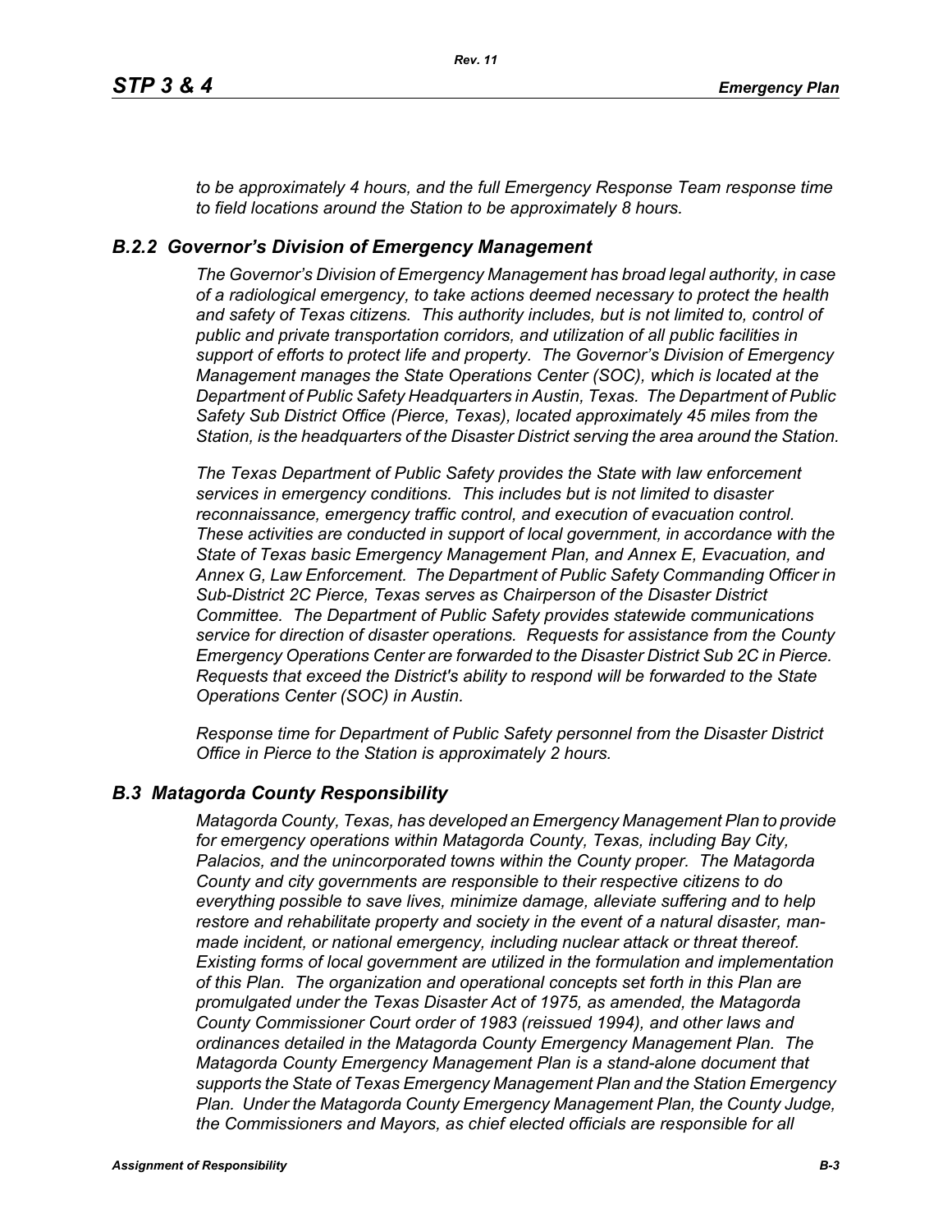*to be approximately 4 hours, and the full Emergency Response Team response time to field locations around the Station to be approximately 8 hours.*

### *B.2.2 Governor's Division of Emergency Management*

*The Governor's Division of Emergency Management has broad legal authority, in case of a radiological emergency, to take actions deemed necessary to protect the health and safety of Texas citizens. This authority includes, but is not limited to, control of public and private transportation corridors, and utilization of all public facilities in support of efforts to protect life and property. The Governor's Division of Emergency Management manages the State Operations Center (SOC), which is located at the Department of Public Safety Headquarters in Austin, Texas. The Department of Public Safety Sub District Office (Pierce, Texas), located approximately 45 miles from the Station, is the headquarters of the Disaster District serving the area around the Station.*

*The Texas Department of Public Safety provides the State with law enforcement services in emergency conditions. This includes but is not limited to disaster reconnaissance, emergency traffic control, and execution of evacuation control. These activities are conducted in support of local government, in accordance with the State of Texas basic Emergency Management Plan, and Annex E, Evacuation, and Annex G, Law Enforcement. The Department of Public Safety Commanding Officer in Sub-District 2C Pierce, Texas serves as Chairperson of the Disaster District Committee. The Department of Public Safety provides statewide communications service for direction of disaster operations. Requests for assistance from the County Emergency Operations Center are forwarded to the Disaster District Sub 2C in Pierce. Requests that exceed the District's ability to respond will be forwarded to the State Operations Center (SOC) in Austin.*

*Response time for Department of Public Safety personnel from the Disaster District Office in Pierce to the Station is approximately 2 hours.*

## *B.3 Matagorda County Responsibility*

*Matagorda County, Texas, has developed an Emergency Management Plan to provide for emergency operations within Matagorda County, Texas, including Bay City, Palacios, and the unincorporated towns within the County proper. The Matagorda County and city governments are responsible to their respective citizens to do everything possible to save lives, minimize damage, alleviate suffering and to help restore and rehabilitate property and society in the event of a natural disaster, man-made incident, or national emergency, including nuclear attack or threat thereof. Existing forms of local government are utilized in the formulation and implementation of this Plan. The organization and operational concepts set forth in this Plan are promulgated under the Texas Disaster Act of 1975, as amended, the Matagorda County Commissioner Court order of 1983 (reissued 1994), and other laws and ordinances detailed in the Matagorda County Emergency Management Plan. The Matagorda County Emergency Management Plan is a stand-alone document that supports the State of Texas Emergency Management Plan and the Station Emergency Plan. Under the Matagorda County Emergency Management Plan, the County Judge, the Commissioners and Mayors, as chief elected officials are responsible for all*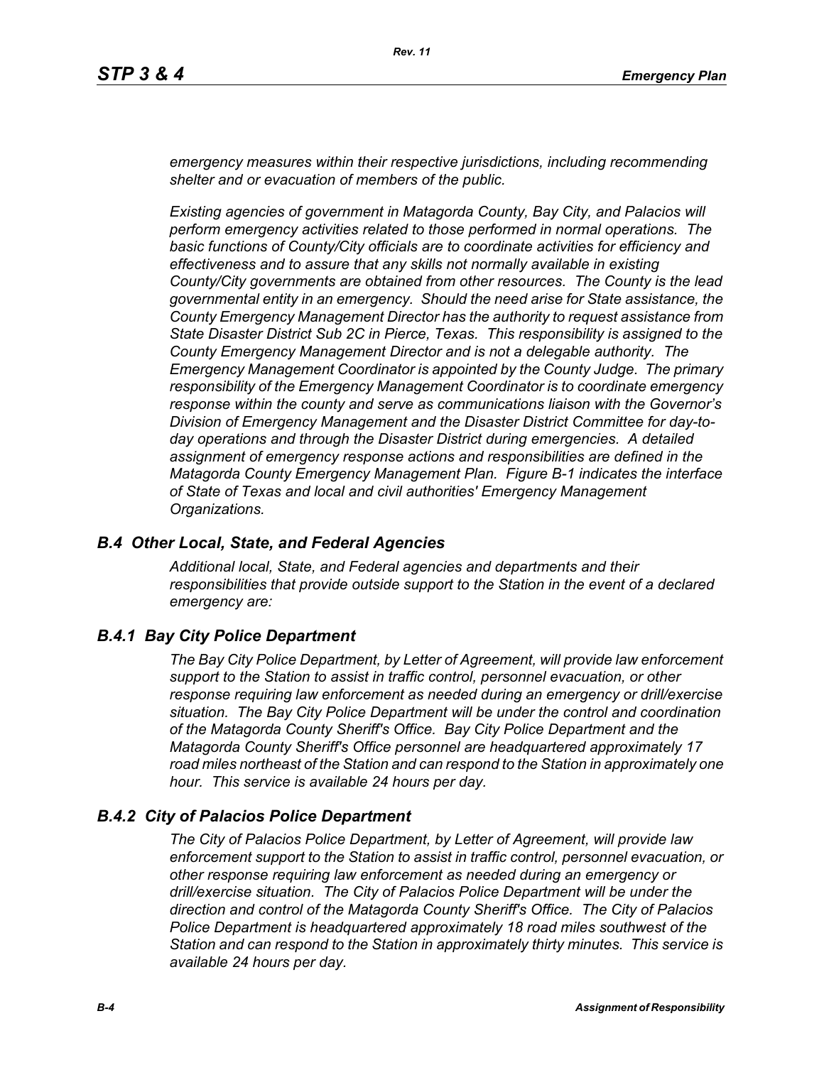*emergency measures within their respective jurisdictions, including recommending shelter and or evacuation of members of the public.*

*Existing agencies of government in Matagorda County, Bay City, and Palacios will perform emergency activities related to those performed in normal operations. The basic functions of County/City officials are to coordinate activities for efficiency and effectiveness and to assure that any skills not normally available in existing County/City governments are obtained from other resources. The County is the lead governmental entity in an emergency. Should the need arise for State assistance, the County Emergency Management Director has the authority to request assistance from State Disaster District Sub 2C in Pierce, Texas. This responsibility is assigned to the County Emergency Management Director and is not a delegable authority. The Emergency Management Coordinator is appointed by the County Judge. The primary responsibility of the Emergency Management Coordinator is to coordinate emergency response within the county and serve as communications liaison with the Governor's Division of Emergency Management and the Disaster District Committee for day-to-day operations and through the Disaster District during emergencies. A detailed assignment of emergency response actions and responsibilities are defined in the Matagorda County Emergency Management Plan. Figure B-1 indicates the interface of State of Texas and local and civil authorities' Emergency Management Organizations.*

## *B.4 Other Local, State, and Federal Agencies*

*Additional local, State, and Federal agencies and departments and their responsibilities that provide outside support to the Station in the event of a declared emergency are:*

### *B.4.1 Bay City Police Department*

*The Bay City Police Department, by Letter of Agreement, will provide law enforcement support to the Station to assist in traffic control, personnel evacuation, or other response requiring law enforcement as needed during an emergency or drill/exercise situation. The Bay City Police Department will be under the control and coordination of the Matagorda County Sheriff's Office. Bay City Police Department and the Matagorda County Sheriff's Office personnel are headquartered approximately 17 road miles northeast of the Station and can respond to the Station in approximately one hour. This service is available 24 hours per day.*

### *B.4.2 City of Palacios Police Department*

*The City of Palacios Police Department, by Letter of Agreement, will provide law enforcement support to the Station to assist in traffic control, personnel evacuation, or other response requiring law enforcement as needed during an emergency or drill/exercise situation. The City of Palacios Police Department will be under the direction and control of the Matagorda County Sheriff's Office. The City of Palacios Police Department is headquartered approximately 18 road miles southwest of the Station and can respond to the Station in approximately thirty minutes. This service is available 24 hours per day.*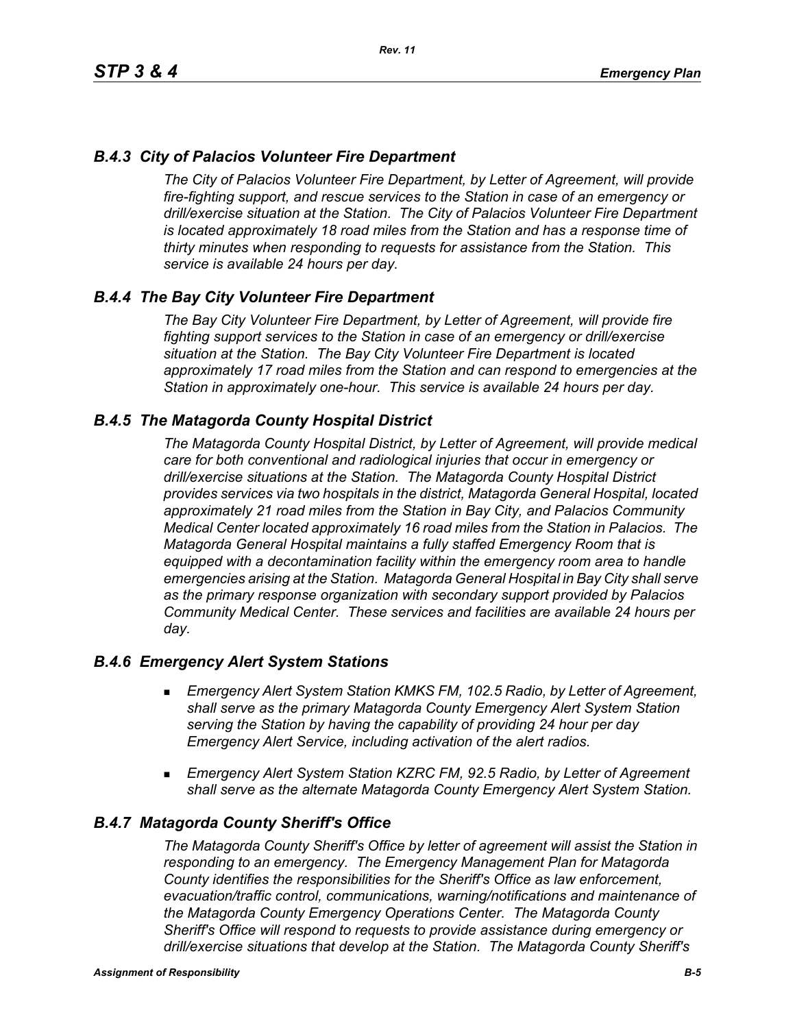### *B.4.3 City of Palacios Volunteer Fire Department*

*The City of Palacios Volunteer Fire Department, by Letter of Agreement, will provide fire-fighting support, and rescue services to the Station in case of an emergency or drill/exercise situation at the Station. The City of Palacios Volunteer Fire Department is located approximately 18 road miles from the Station and has a response time of thirty minutes when responding to requests for assistance from the Station. This service is available 24 hours per day.*

### *B.4.4 The Bay City Volunteer Fire Department*

*The Bay City Volunteer Fire Department, by Letter of Agreement, will provide fire fighting support services to the Station in case of an emergency or drill/exercise situation at the Station. The Bay City Volunteer Fire Department is located approximately 17 road miles from the Station and can respond to emergencies at the Station in approximately one-hour. This service is available 24 hours per day.*

### *B.4.5 The Matagorda County Hospital District*

*The Matagorda County Hospital District, by Letter of Agreement, will provide medical care for both conventional and radiological injuries that occur in emergency or drill/exercise situations at the Station. The Matagorda County Hospital District provides services via two hospitals in the district, Matagorda General Hospital, located approximately 21 road miles from the Station in Bay City, and Palacios Community Medical Center located approximately 16 road miles from the Station in Palacios. The Matagorda General Hospital maintains a fully staffed Emergency Room that is equipped with a decontamination facility within the emergency room area to handle emergencies arising at the Station. Matagorda General Hospital in Bay City shall serve as the primary response organization with secondary support provided by Palacios Community Medical Center. These services and facilities are available 24 hours per day.*

### *B.4.6 Emergency Alert System Stations*

- *Emergency Alert System Station KMKS FM, 102.5 Radio, by Letter of Agreement, shall serve as the primary Matagorda County Emergency Alert System Station serving the Station by having the capability of providing 24 hour per day Emergency Alert Service, including activation of the alert radios.*
- *Emergency Alert System Station KZRC FM, 92.5 Radio, by Letter of Agreement shall serve as the alternate Matagorda County Emergency Alert System Station.*

### *B.4.7 Matagorda County Sheriff's Office*

*The Matagorda County Sheriff's Office by letter of agreement will assist the Station in responding to an emergency. The Emergency Management Plan for Matagorda County identifies the responsibilities for the Sheriff's Office as law enforcement, evacuation/traffic control, communications, warning/notifications and maintenance of the Matagorda County Emergency Operations Center. The Matagorda County Sheriff's Office will respond to requests to provide assistance during emergency or drill/exercise situations that develop at the Station. The Matagorda County Sheriff's*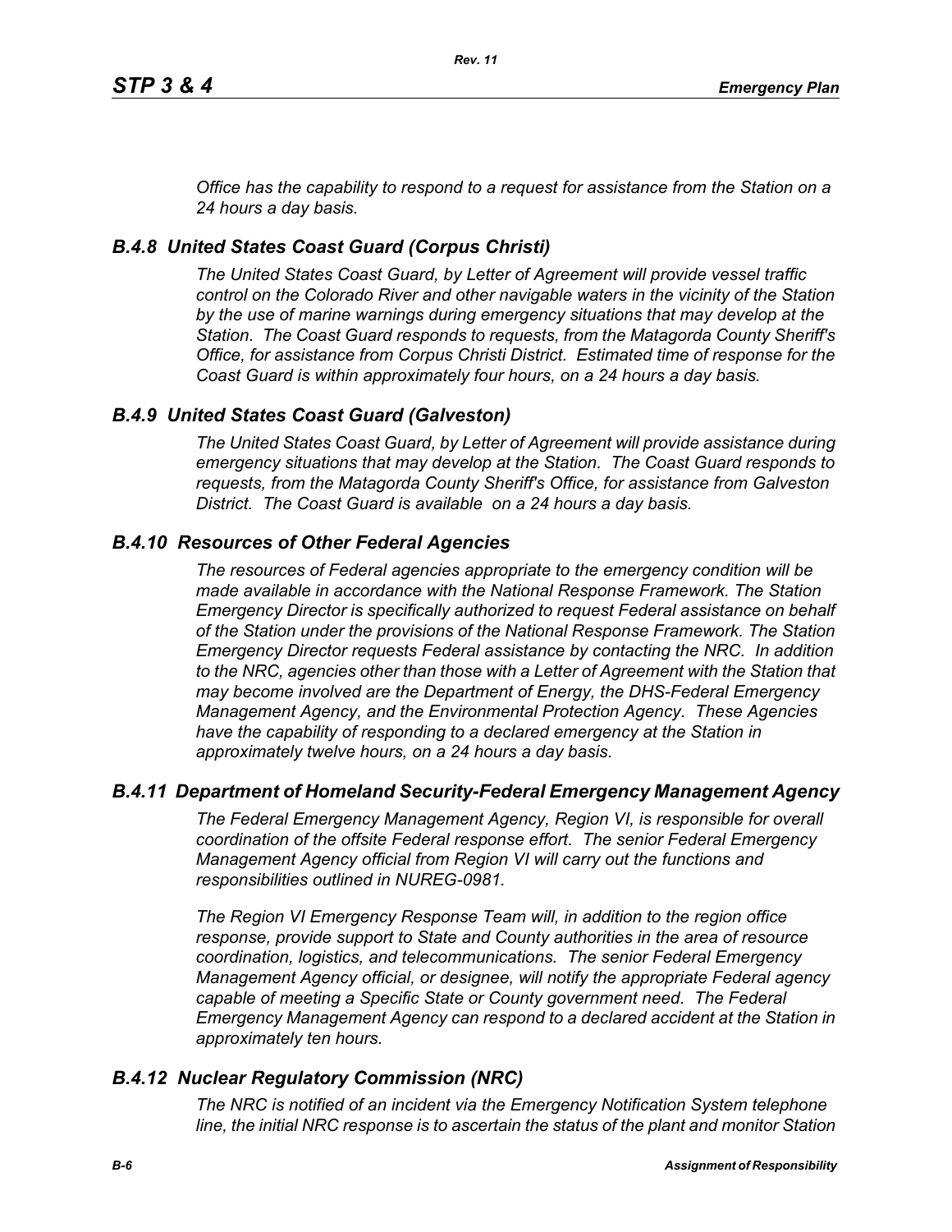*Office has the capability to respond to a request for assistance from the Station on a 24 hours a day basis.*

### *B.4.8 United States Coast Guard (Corpus Christi)*

*The United States Coast Guard, by Letter of Agreement will provide vessel traffic control on the Colorado River and other navigable waters in the vicinity of the Station by the use of marine warnings during emergency situations that may develop at the Station. The Coast Guard responds to requests, from the Matagorda County Sheriff's Office, for assistance from Corpus Christi District. Estimated time of response for the Coast Guard is within approximately four hours, on a 24 hours a day basis.*

### *B.4.9 United States Coast Guard (Galveston)*

*The United States Coast Guard, by Letter of Agreement will provide assistance during emergency situations that may develop at the Station. The Coast Guard responds to requests, from the Matagorda County Sheriff's Office, for assistance from Galveston District. The Coast Guard is available on a 24 hours a day basis.*

### *B.4.10 Resources of Other Federal Agencies*

*The resources of Federal agencies appropriate to the emergency condition will be made available in accordance with the National Response Framework. The Station Emergency Director is specifically authorized to request Federal assistance on behalf of the Station under the provisions of the National Response Framework. The Station Emergency Director requests Federal assistance by contacting the NRC. In addition to the NRC, agencies other than those with a Letter of Agreement with the Station that may become involved are the Department of Energy, the DHS-Federal Emergency Management Agency, and the Environmental Protection Agency. These Agencies have the capability of responding to a declared emergency at the Station in approximately twelve hours, on a 24 hours a day basis.*

### *B.4.11 Department of Homeland Security-Federal Emergency Management Agency*

*The Federal Emergency Management Agency, Region VI, is responsible for overall coordination of the offsite Federal response effort. The senior Federal Emergency Management Agency official from Region VI will carry out the functions and responsibilities outlined in NUREG-0981.*

*The Region VI Emergency Response Team will, in addition to the region office response, provide support to State and County authorities in the area of resource coordination, logistics, and telecommunications. The senior Federal Emergency Management Agency official, or designee, will notify the appropriate Federal agency capable of meeting a Specific State or County government need. The Federal Emergency Management Agency can respond to a declared accident at the Station in approximately ten hours.*

### *B.4.12 Nuclear Regulatory Commission (NRC)*

*The NRC is notified of an incident via the Emergency Notification System telephone line, the initial NRC response is to ascertain the status of the plant and monitor Station*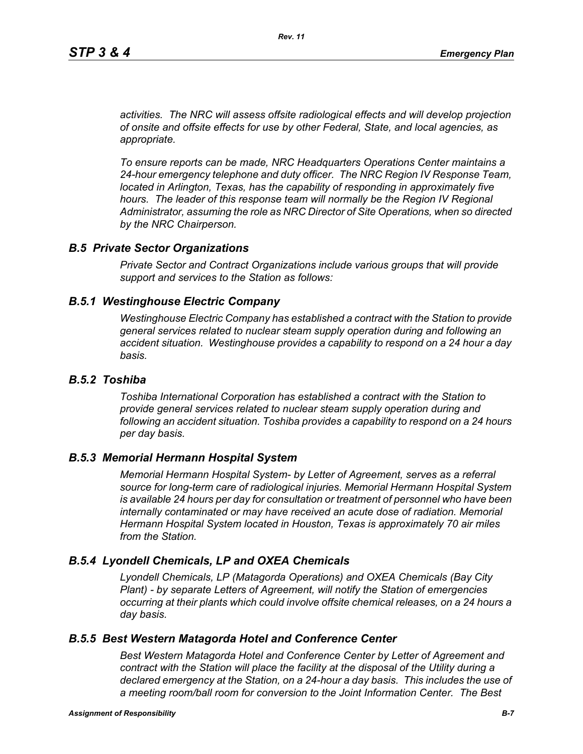*activities. The NRC will assess offsite radiological effects and will develop projection of onsite and offsite effects for use by other Federal, State, and local agencies, as appropriate.*

*To ensure reports can be made, NRC Headquarters Operations Center maintains a 24-hour emergency telephone and duty officer. The NRC Region IV Response Team, located in Arlington, Texas, has the capability of responding in approximately five hours. The leader of this response team will normally be the Region IV Regional Administrator, assuming the role as NRC Director of Site Operations, when so directed by the NRC Chairperson.*

## *B.5 Private Sector Organizations*

*Private Sector and Contract Organizations include various groups that will provide support and services to the Station as follows:*

### *B.5.1 Westinghouse Electric Company*

*Westinghouse Electric Company has established a contract with the Station to provide general services related to nuclear steam supply operation during and following an accident situation. Westinghouse provides a capability to respond on a 24 hour a day basis.*

### *B.5.2 Toshiba*

*Toshiba International Corporation has established a contract with the Station to provide general services related to nuclear steam supply operation during and following an accident situation. Toshiba provides a capability to respond on a 24 hours per day basis.*

### *B.5.3 Memorial Hermann Hospital System*

*Memorial Hermann Hospital System- by Letter of Agreement, serves as a referral source for long-term care of radiological injuries. Memorial Hermann Hospital System is available 24 hours per day for consultation or treatment of personnel who have been internally contaminated or may have received an acute dose of radiation. Memorial Hermann Hospital System located in Houston, Texas is approximately 70 air miles from the Station.*

### *B.5.4 Lyondell Chemicals, LP and OXEA Chemicals*

*Lyondell Chemicals, LP (Matagorda Operations) and OXEA Chemicals (Bay City Plant) - by separate Letters of Agreement, will notify the Station of emergencies occurring at their plants which could involve offsite chemical releases, on a 24 hours a day basis.*

### *B.5.5 Best Western Matagorda Hotel and Conference Center*

*Best Western Matagorda Hotel and Conference Center by Letter of Agreement and contract with the Station will place the facility at the disposal of the Utility during a declared emergency at the Station, on a 24-hour a day basis. This includes the use of a meeting room/ball room for conversion to the Joint Information Center. The Best*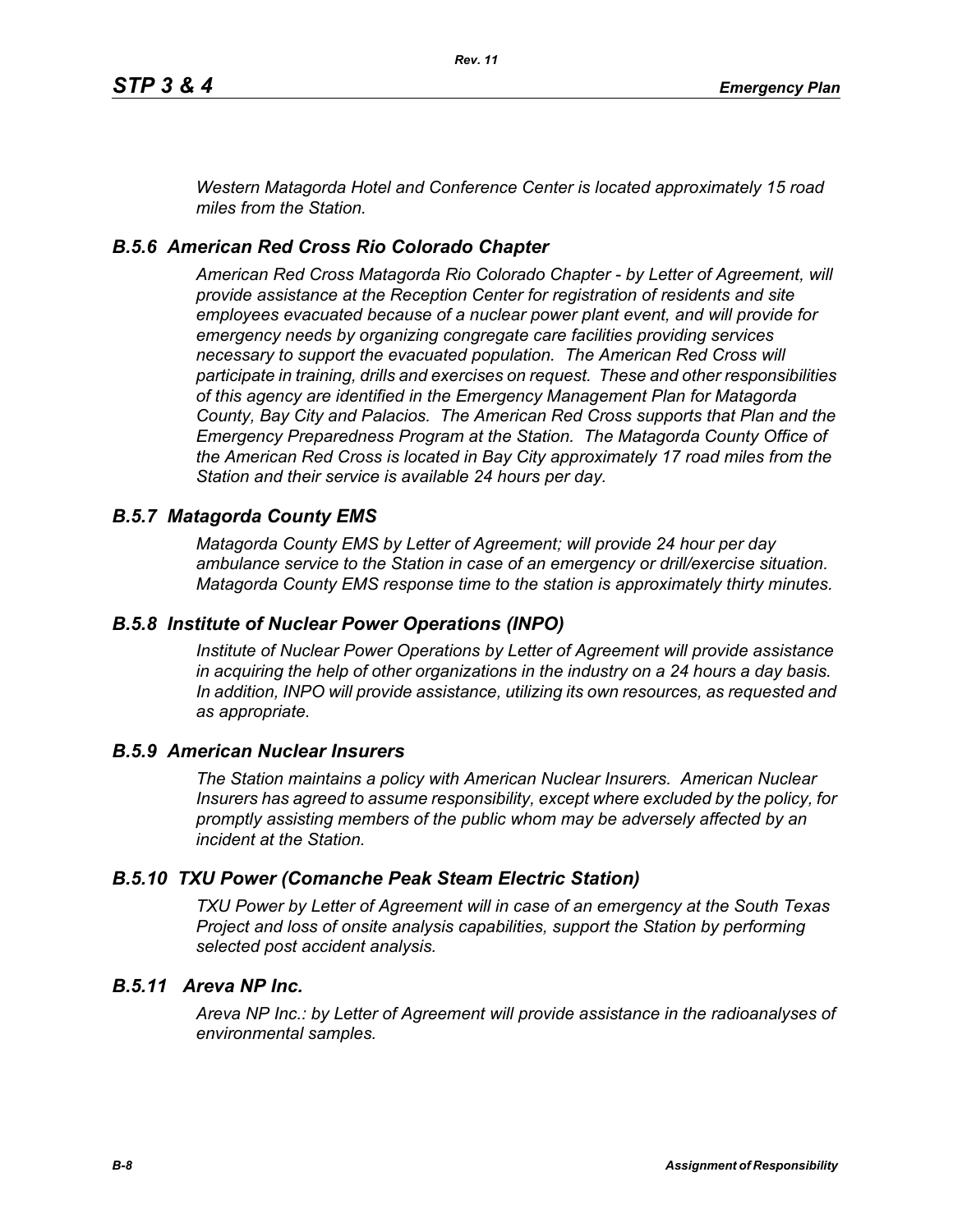*Western Matagorda Hotel and Conference Center is located approximately 15 road miles from the Station.*

### *B.5.6 American Red Cross Rio Colorado Chapter*

*American Red Cross Matagorda Rio Colorado Chapter - by Letter of Agreement, will provide assistance at the Reception Center for registration of residents and site employees evacuated because of a nuclear power plant event, and will provide for emergency needs by organizing congregate care facilities providing services necessary to support the evacuated population. The American Red Cross will participate in training, drills and exercises on request. These and other responsibilities of this agency are identified in the Emergency Management Plan for Matagorda County, Bay City and Palacios. The American Red Cross supports that Plan and the Emergency Preparedness Program at the Station. The Matagorda County Office of the American Red Cross is located in Bay City approximately 17 road miles from the Station and their service is available 24 hours per day.*

### *B.5.7 Matagorda County EMS*

*Matagorda County EMS by Letter of Agreement; will provide 24 hour per day ambulance service to the Station in case of an emergency or drill/exercise situation. Matagorda County EMS response time to the station is approximately thirty minutes.*

### *B.5.8 Institute of Nuclear Power Operations (INPO)*

*Institute of Nuclear Power Operations by Letter of Agreement will provide assistance in acquiring the help of other organizations in the industry on a 24 hours a day basis. In addition, INPO will provide assistance, utilizing its own resources, as requested and as appropriate.*

### *B.5.9 American Nuclear Insurers*

*The Station maintains a policy with American Nuclear Insurers. American Nuclear Insurers has agreed to assume responsibility, except where excluded by the policy, for promptly assisting members of the public whom may be adversely affected by an incident at the Station.*

### *B.5.10 TXU Power (Comanche Peak Steam Electric Station)*

*TXU Power by Letter of Agreement will in case of an emergency at the South Texas Project and loss of onsite analysis capabilities, support the Station by performing selected post accident analysis.*

### *B.5.11 Areva NP Inc.*

*Areva NP Inc.: by Letter of Agreement will provide assistance in the radioanalyses of environmental samples.*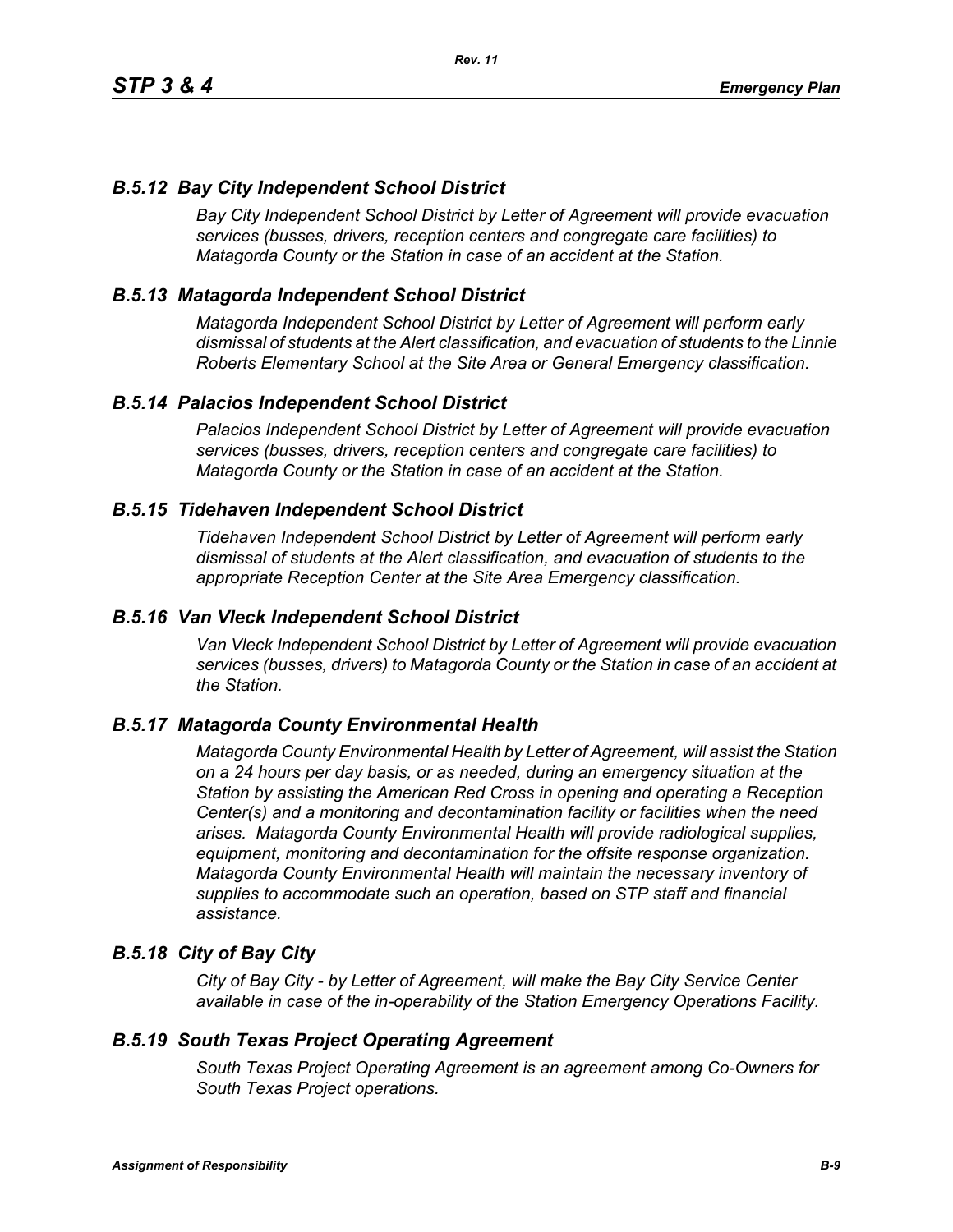### *B.5.12 Bay City Independent School District*

*Bay City Independent School District by Letter of Agreement will provide evacuation services (busses, drivers, reception centers and congregate care facilities) to Matagorda County or the Station in case of an accident at the Station.*

### *B.5.13 Matagorda Independent School District*

*Matagorda Independent School District by Letter of Agreement will perform early dismissal of students at the Alert classification, and evacuation of students to the Linnie Roberts Elementary School at the Site Area or General Emergency classification.*

### *B.5.14 Palacios Independent School District*

*Palacios Independent School District by Letter of Agreement will provide evacuation services (busses, drivers, reception centers and congregate care facilities) to Matagorda County or the Station in case of an accident at the Station.*

### *B.5.15 Tidehaven Independent School District*

*Tidehaven Independent School District by Letter of Agreement will perform early dismissal of students at the Alert classification, and evacuation of students to the appropriate Reception Center at the Site Area Emergency classification.*

### *B.5.16 Van Vleck Independent School District*

*Van Vleck Independent School District by Letter of Agreement will provide evacuation services (busses, drivers) to Matagorda County or the Station in case of an accident at the Station.*

### *B.5.17 Matagorda County Environmental Health*

*Matagorda County Environmental Health by Letter of Agreement, will assist the Station on a 24 hours per day basis, or as needed, during an emergency situation at the Station by assisting the American Red Cross in opening and operating a Reception Center(s) and a monitoring and decontamination facility or facilities when the need arises. Matagorda County Environmental Health will provide radiological supplies, equipment, monitoring and decontamination for the offsite response organization. Matagorda County Environmental Health will maintain the necessary inventory of supplies to accommodate such an operation, based on STP staff and financial assistance.*

### *B.5.18 City of Bay City*

*City of Bay City - by Letter of Agreement, will make the Bay City Service Center available in case of the in-operability of the Station Emergency Operations Facility.*

### *B.5.19 South Texas Project Operating Agreement*

*South Texas Project Operating Agreement is an agreement among Co-Owners for South Texas Project operations.*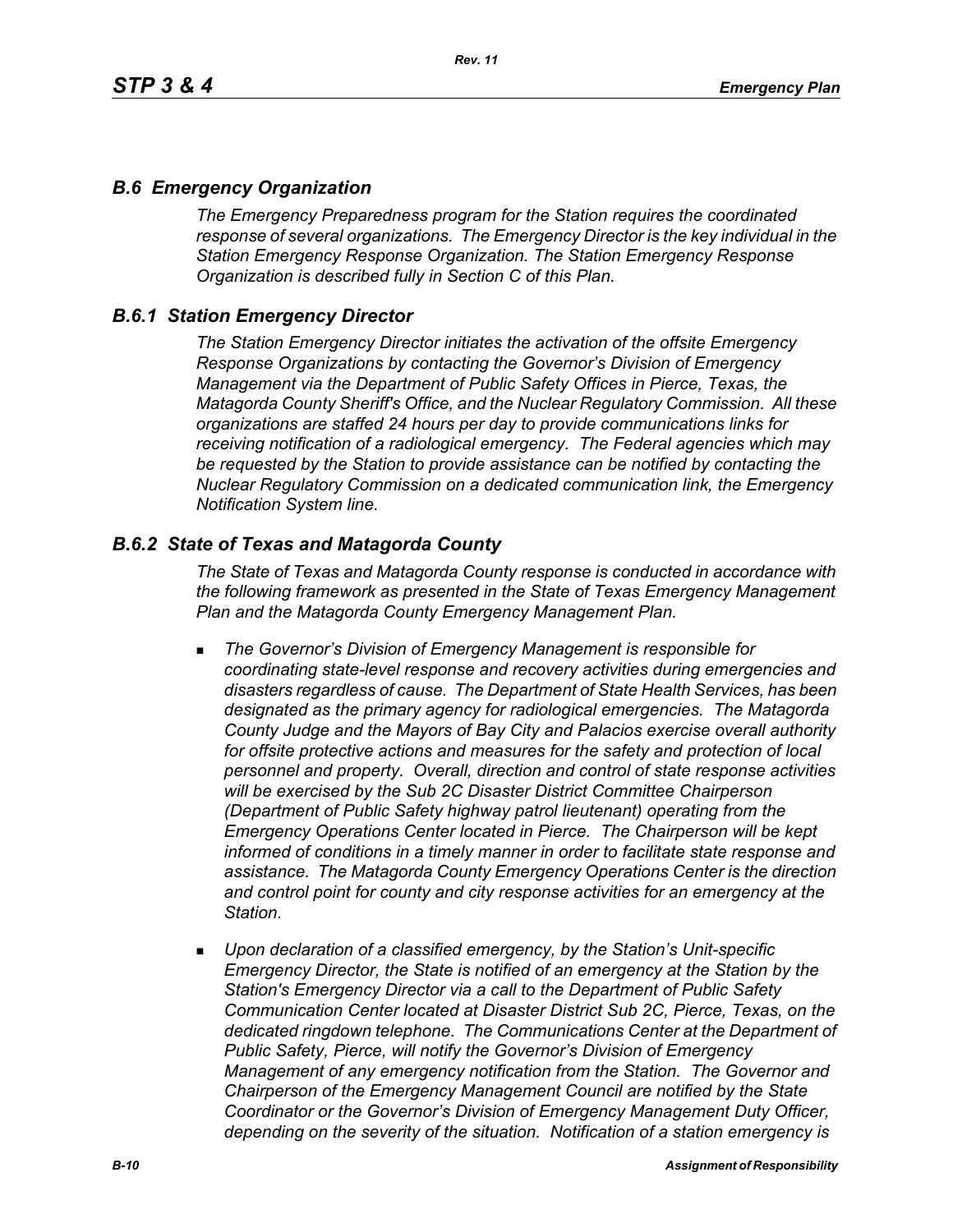## *B.6 Emergency Organization*

*The Emergency Preparedness program for the Station requires the coordinated response of several organizations. The Emergency Director is the key individual in the Station Emergency Response Organization. The Station Emergency Response Organization is described fully in Section C of this Plan.*

## *B.6.1 Station Emergency Director*

*The Station Emergency Director initiates the activation of the offsite Emergency Response Organizations by contacting the Governor's Division of Emergency Management via the Department of Public Safety Offices in Pierce, Texas, the Matagorda County Sheriff's Office, and the Nuclear Regulatory Commission. All these organizations are staffed 24 hours per day to provide communications links for receiving notification of a radiological emergency. The Federal agencies which may be requested by the Station to provide assistance can be notified by contacting the Nuclear Regulatory Commission on a dedicated communication link, the Emergency Notification System line.*

## *B.6.2 State of Texas and Matagorda County*

*The State of Texas and Matagorda County response is conducted in accordance with the following framework as presented in the State of Texas Emergency Management Plan and the Matagorda County Emergency Management Plan.*

- *The Governor's Division of Emergency Management is responsible for coordinating state-level response and recovery activities during emergencies and disasters regardless of cause. The Department of State Health Services, has been designated as the primary agency for radiological emergencies. The Matagorda County Judge and the Mayors of Bay City and Palacios exercise overall authority for offsite protective actions and measures for the safety and protection of local personnel and property. Overall, direction and control of state response activities will be exercised by the Sub 2C Disaster District Committee Chairperson (Department of Public Safety highway patrol lieutenant) operating from the Emergency Operations Center located in Pierce. The Chairperson will be kept informed of conditions in a timely manner in order to facilitate state response and assistance. The Matagorda County Emergency Operations Center is the direction and control point for county and city response activities for an emergency at the Station.*
- *Upon declaration of a classified emergency, by the Station's Unit-specific Emergency Director, the State is notified of an emergency at the Station by the Station's Emergency Director via a call to the Department of Public Safety Communication Center located at Disaster District Sub 2C, Pierce, Texas, on the dedicated ringdown telephone. The Communications Center at the Department of Public Safety, Pierce, will notify the Governor's Division of Emergency Management of any emergency notification from the Station. The Governor and Chairperson of the Emergency Management Council are notified by the State Coordinator or the Governor's Division of Emergency Management Duty Officer, depending on the severity of the situation. Notification of a station emergency is*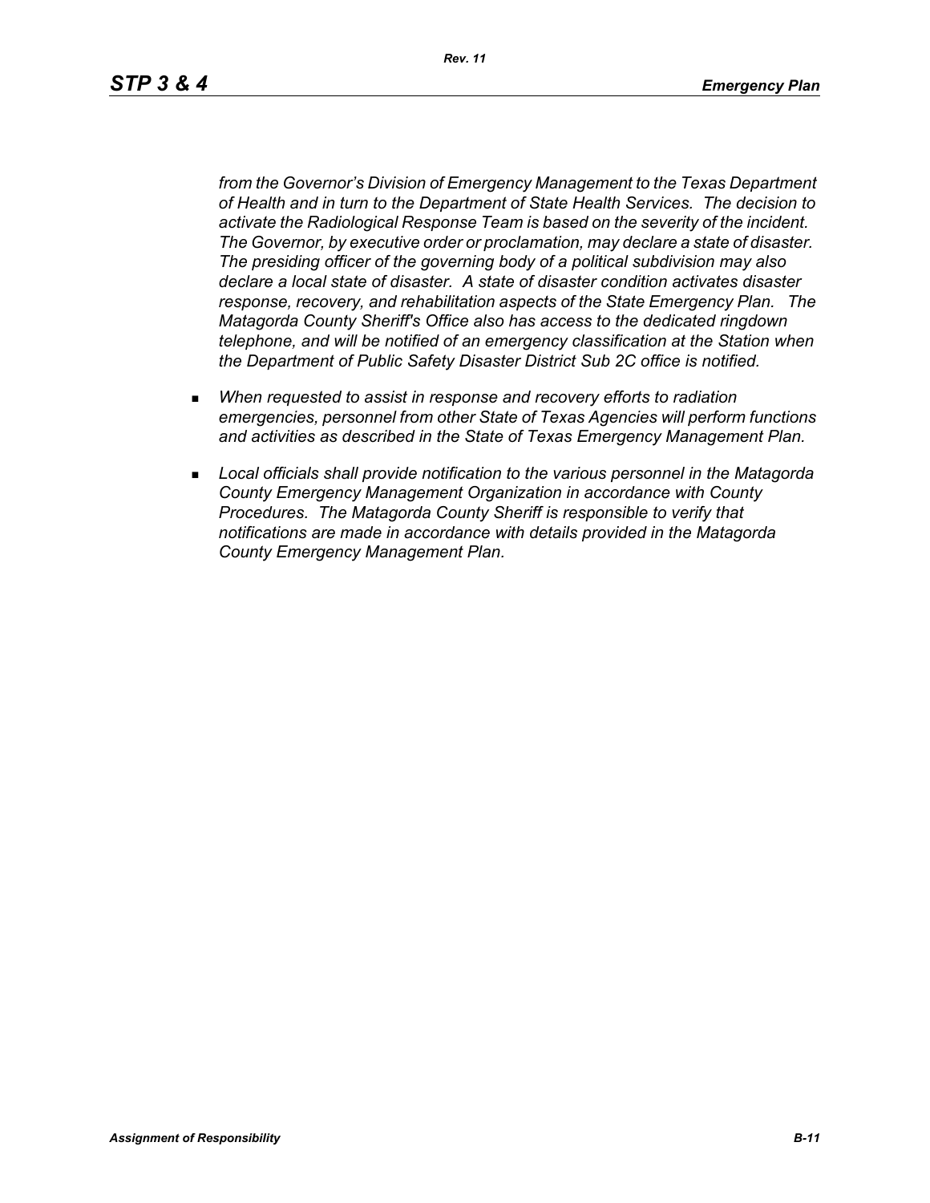*from the Governor's Division of Emergency Management to the Texas Department of Health and in turn to the Department of State Health Services. The decision to activate the Radiological Response Team is based on the severity of the incident. The Governor, by executive order or proclamation, may declare a state of disaster. The presiding officer of the governing body of a political subdivision may also declare a local state of disaster. A state of disaster condition activates disaster response, recovery, and rehabilitation aspects of the State Emergency Plan. The Matagorda County Sheriff's Office also has access to the dedicated ringdown telephone, and will be notified of an emergency classification at the Station when the Department of Public Safety Disaster District Sub 2C office is notified.*

- *When requested to assist in response and recovery efforts to radiation emergencies, personnel from other State of Texas Agencies will perform functions and activities as described in the State of Texas Emergency Management Plan.*
- *Local officials shall provide notification to the various personnel in the Matagorda County Emergency Management Organization in accordance with County Procedures. The Matagorda County Sheriff is responsible to verify that notifications are made in accordance with details provided in the Matagorda County Emergency Management Plan.*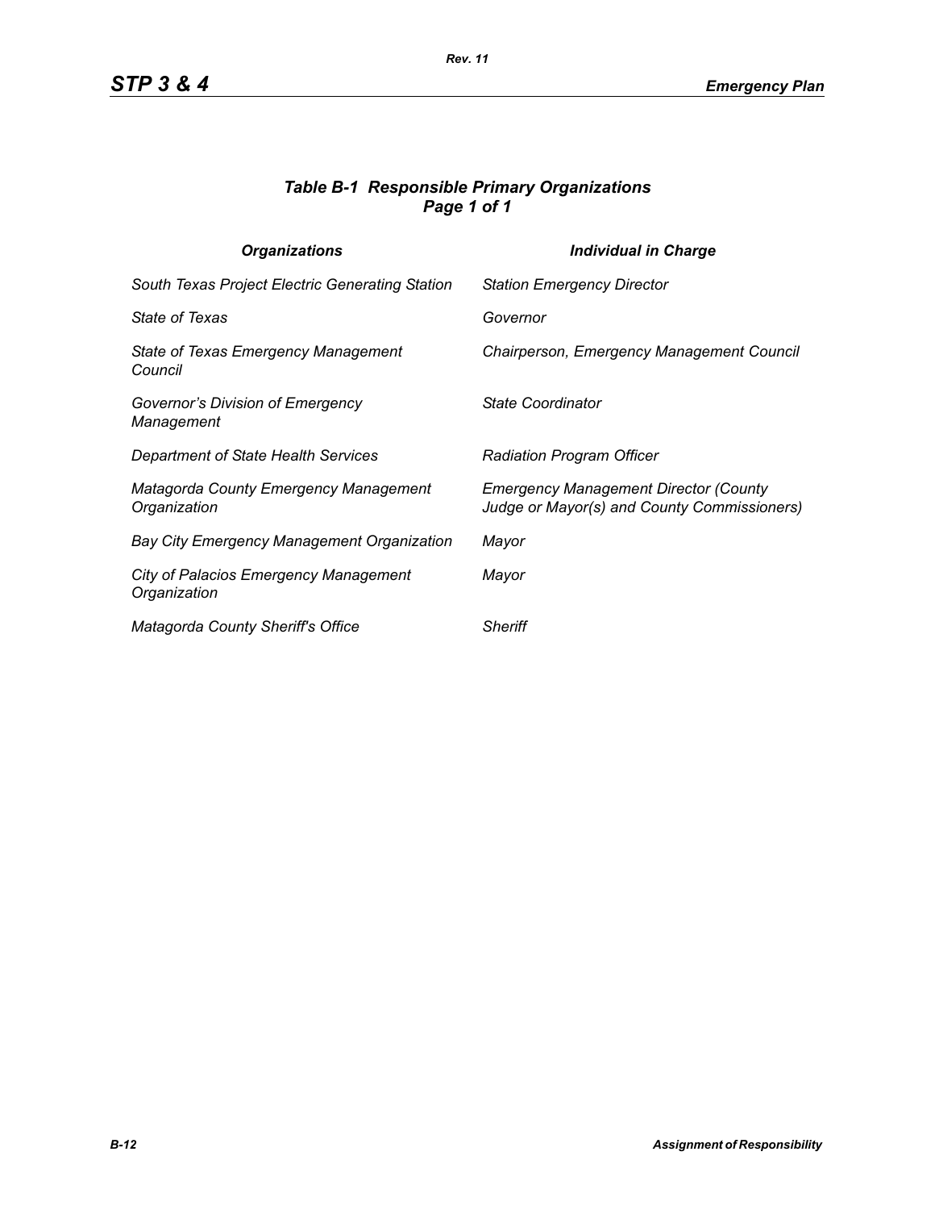### *Table B-1 Responsible Primary Organizations*
### *Page 1 of 1*

| *Organizations* | *Individual in Charge* |
|---|---|
| *South Texas Project Electric Generating Station* | *Station Emergency Director* |
| *State of Texas* | *Governor* |
| *State of Texas Emergency Management Council* | *Chairperson, Emergency Management Council* |
| *Governor's Division of Emergency Management* | *State Coordinator* |
| *Department of State Health Services* | *Radiation Program Officer* |
| *Matagorda County Emergency Management Organization* | *Emergency Management Director (County Judge or Mayor(s) and County Commissioners)* |
| *Bay City Emergency Management Organization* | *Mayor* |
| *City of Palacios Emergency Management Organization* | *Mayor* |
| *Matagorda County Sheriff's Office* | *Sheriff* |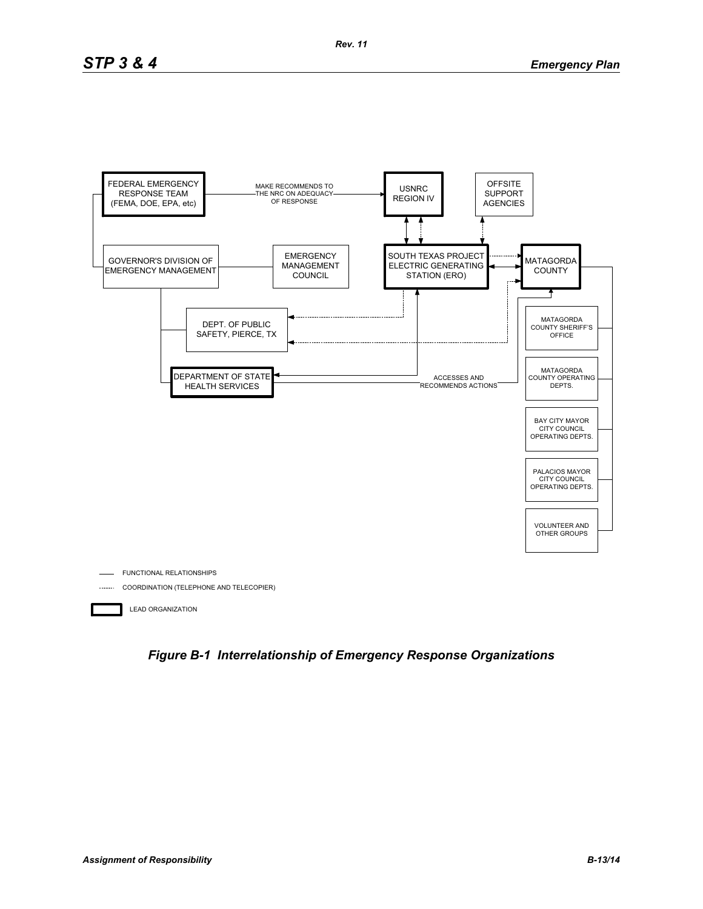FEDERAL EMERGENCY RESPONSE TEAM (FEMA, DOE, EPA, etc)

MAKE RECOMMENDS TO THE NRC ON ADEQUACY OF RESPONSE

USNRC REGION IV

OFFSITE SUPPORT AGENCIES

GOVERNOR'S DIVISION OF EMERGENCY MANAGEMENT

EMERGENCY MANAGEMENT COUNCIL

SOUTH TEXAS PROJECT ELECTRIC GENERATING STATION (ERO)

MATAGORDA COUNTY

DEPT. OF PUBLIC SAFETY, PIERCE, TX

MATAGORDA COUNTY SHERIFF'S OFFICE

DEPARTMENT OF STATE HEALTH SERVICES

ACCESSES AND RECOMMENDS ACTIONS

MATAGORDA COUNTY OPERATING DEPTS.

BAY CITY MAYOR CITY COUNCIL OPERATING DEPTS.

PALACIOS MAYOR CITY COUNCIL OPERATING DEPTS.

VOLUNTEER AND OTHER GROUPS

FUNCTIONAL RELATIONSHIPS

COORDINATION (TELEPHONE AND TELECOPIER)

LEAD ORGANIZATION

*Figure B-1 Interrelationship of Emergency Response Organizations*